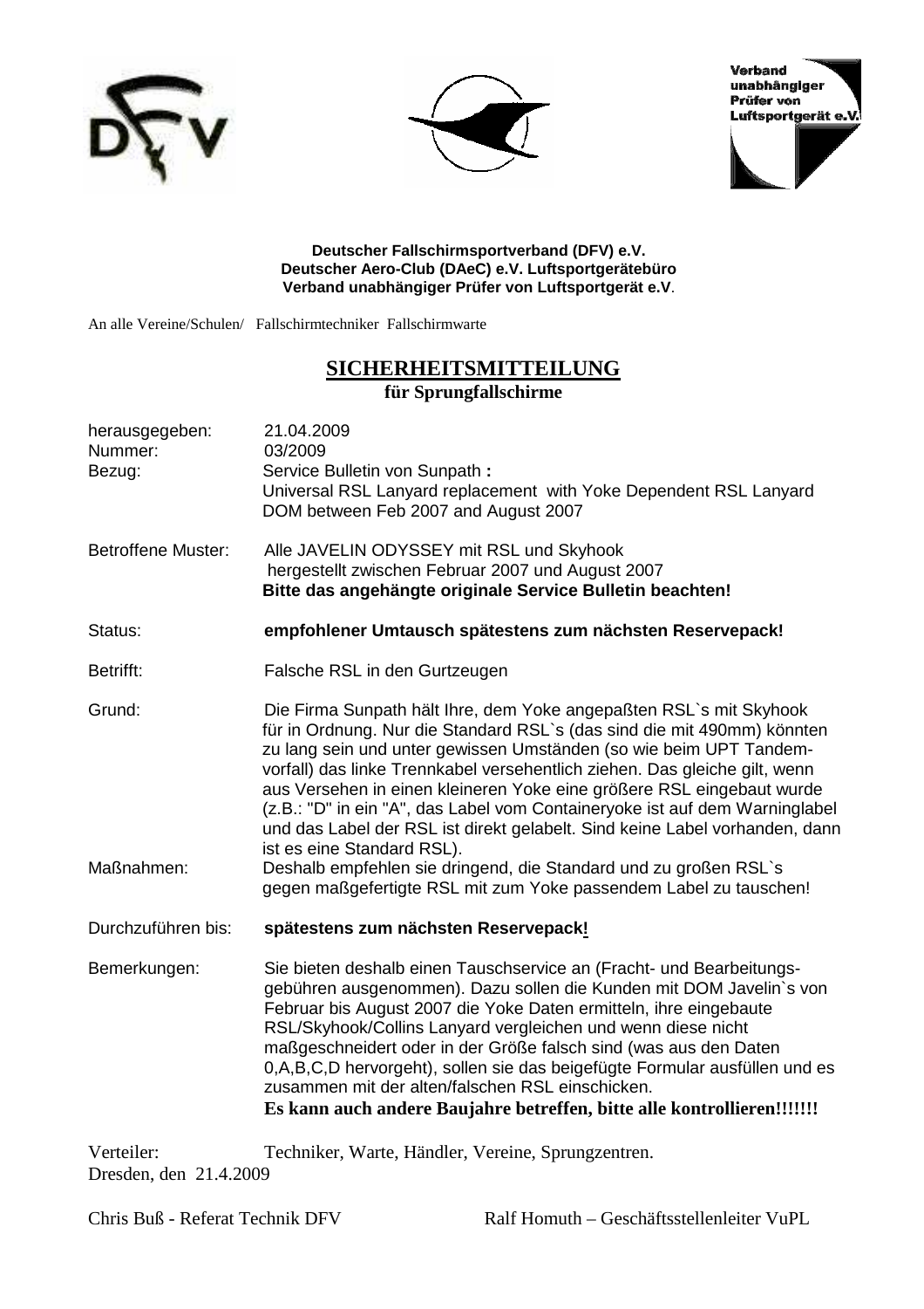Verband unabhängiger Prüfer von Luftsportgerät e.V.

**Deutscher Fallschirmsportverband (DFV) e.V.**
**Deutscher Aero-Club (DAeC) e.V. Luftsportgerätebüro**
**Verband unabhängiger Prüfer von Luftsportgerät e.V.**

An alle Vereine/Schulen/ Fallschirmtechniker Fallschirmwarte

# SICHERHEITSMITTEILUNG

## für Sprungfallschirme

| | |
|---|---|
| herausgegeben: | 21.04.2009 |
| Nummer: | 03/2009 |
| Bezug: | Service Bulletin von Sunpath **:** Universal RSL Lanyard replacement with Yoke Dependent RSL Lanyard DOM between Feb 2007 and August 2007 |
| Betroffene Muster: | Alle JAVELIN ODYSSEY mit RSL und Skyhook hergestellt zwischen Februar 2007 und August 2007 **Bitte das angehängte originale Service Bulletin beachten!** |
| Status: | **empfohlener Umtausch spätestens zum nächsten Reservepack!** |
| Betrifft: | Falsche RSL in den Gurtzeugen |
| Grund: | Die Firma Sunpath hält Ihre, dem Yoke angepaßten RSL`s mit Skyhook für in Ordnung. Nur die Standard RSL`s (das sind die mit 490mm) könnten zu lang sein und unter gewissen Umständen (so wie beim UPT Tandem-vorfall) das linke Trennkabel versehentlich ziehen. Das gleiche gilt, wenn aus Versehen in einen kleineren Yoke eine größere RSL eingebaut wurde (z.B.: "D" in ein "A", das Label vom Containeryoke ist auf dem Warninglabel und das Label der RSL ist direkt gelabelt. Sind keine Label vorhanden, dann ist es eine Standard RSL). |
| Maßnahmen: | Deshalb empfehlen sie dringend, die Standard und zu großen RSL`s gegen maßgefertigte RSL mit zum Yoke passendem Label zu tauschen! |
| Durchzuführen bis: | **spätestens zum nächsten Reservepack!** |
| Bemerkungen: | Sie bieten deshalb einen Tauschservice an (Fracht- und Bearbeitungs-gebühren ausgenommen). Dazu sollen die Kunden mit DOM Javelin`s von Februar bis August 2007 die Yoke Daten ermitteln, ihre eingebaute RSL/Skyhook/Collins Lanyard vergleichen und wenn diese nicht maßgeschneidert oder in der Größe falsch sind (was aus den Daten 0,A,B,C,D hervorgeht), sollen sie das beigefügte Formular ausfüllen und es zusammen mit der alten/falschen RSL einschicken. **Es kann auch andere Baujahre betreffen, bitte alle kontrollieren!!!!!!!** |

Verteiler: Techniker, Warte, Händler, Vereine, Sprungzentren.

Dresden, den 21.4.2009

Chris Buß - Referat Technik DFV

Ralf Homuth – Geschäftsstellenleiter VuPL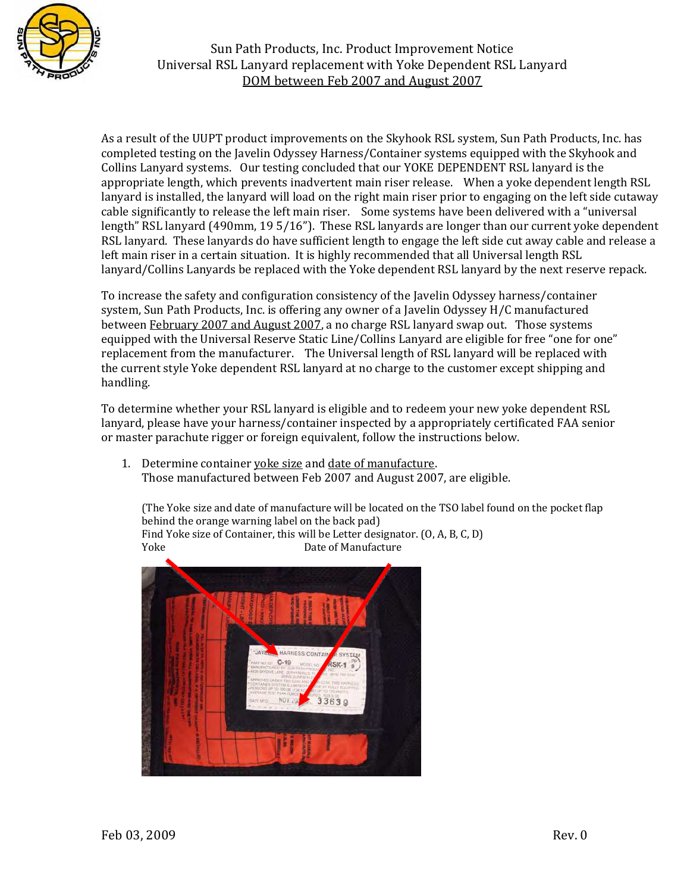Sun Path Products, Inc. Product Improvement Notice
Universal RSL Lanyard replacement with Yoke Dependent RSL Lanyard
DOM between Feb 2007 and August 2007

As a result of the UUPT product improvements on the Skyhook RSL system, Sun Path Products, Inc. has completed testing on the Javelin Odyssey Harness/Container systems equipped with the Skyhook and Collins Lanyard systems. Our testing concluded that our YOKE DEPENDENT RSL lanyard is the appropriate length, which prevents inadvertent main riser release. When a yoke dependent length RSL lanyard is installed, the lanyard will load on the right main riser prior to engaging on the left side cutaway cable significantly to release the left main riser. Some systems have been delivered with a "universal length" RSL lanyard (490mm, 19 5/16"). These RSL lanyards are longer than our current yoke dependent RSL lanyard. These lanyards do have sufficient length to engage the left side cut away cable and release a left main riser in a certain situation. It is highly recommended that all Universal length RSL lanyard/Collins Lanyards be replaced with the Yoke dependent RSL lanyard by the next reserve repack.

To increase the safety and configuration consistency of the Javelin Odyssey harness/container system, Sun Path Products, Inc. is offering any owner of a Javelin Odyssey H/C manufactured between February 2007 and August 2007, a no charge RSL lanyard swap out. Those systems equipped with the Universal Reserve Static Line/Collins Lanyard are eligible for free "one for one" replacement from the manufacturer. The Universal length of RSL lanyard will be replaced with the current style Yoke dependent RSL lanyard at no charge to the customer except shipping and handling.

To determine whether your RSL lanyard is eligible and to redeem your new yoke dependent RSL lanyard, please have your harness/container inspected by a appropriately certificated FAA senior or master parachute rigger or foreign equivalent, follow the instructions below.

1. Determine container yoke size and date of manufacture.
   Those manufactured between Feb 2007 and August 2007, are eligible.

   (The Yoke size and date of manufacture will be located on the TSO label found on the pocket flap behind the orange warning label on the back pad)
   Find Yoke size of Container, this will be Letter designator. (O, A, B, C, D)
   Yoke                                        Date of Manufacture

Feb 03, 2009                                                                                                        Rev. 0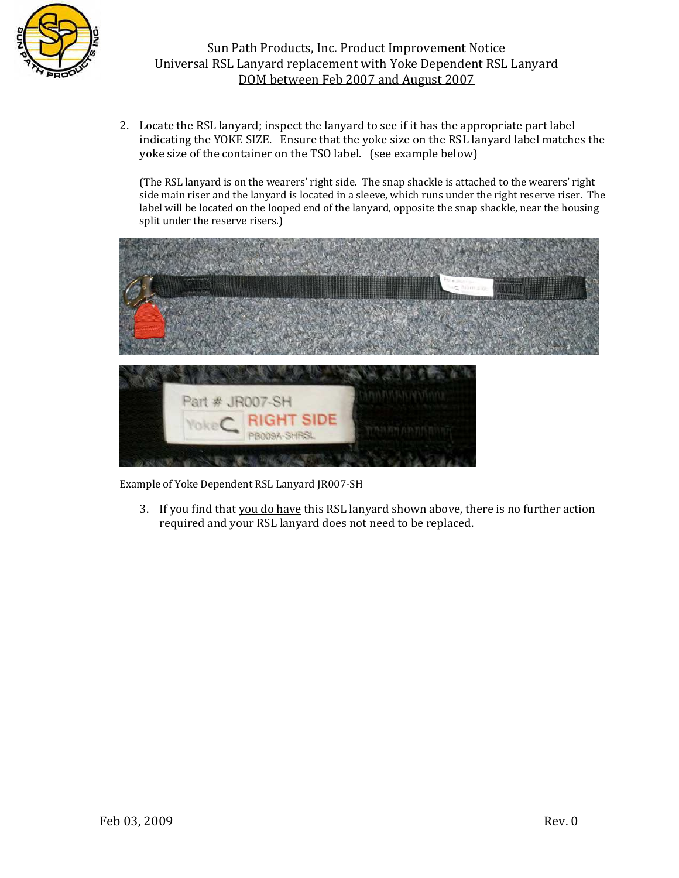Sun Path Products, Inc. Product Improvement Notice
Universal RSL Lanyard replacement with Yoke Dependent RSL Lanyard
DOM between Feb 2007 and August 2007

2. Locate the RSL lanyard; inspect the lanyard to see if it has the appropriate part label indicating the YOKE SIZE. Ensure that the yoke size on the RSL lanyard label matches the yoke size of the container on the TSO label. (see example below)

   (The RSL lanyard is on the wearers' right side. The snap shackle is attached to the wearers' right side main riser and the lanyard is located in a sleeve, which runs under the right reserve riser. The label will be located on the looped end of the lanyard, opposite the snap shackle, near the housing split under the reserve risers.)

Example of Yoke Dependent RSL Lanyard JR007-SH

3. If you find that you do have this RSL lanyard shown above, there is no further action required and your RSL lanyard does not need to be replaced.

Feb 03, 2009 Rev. 0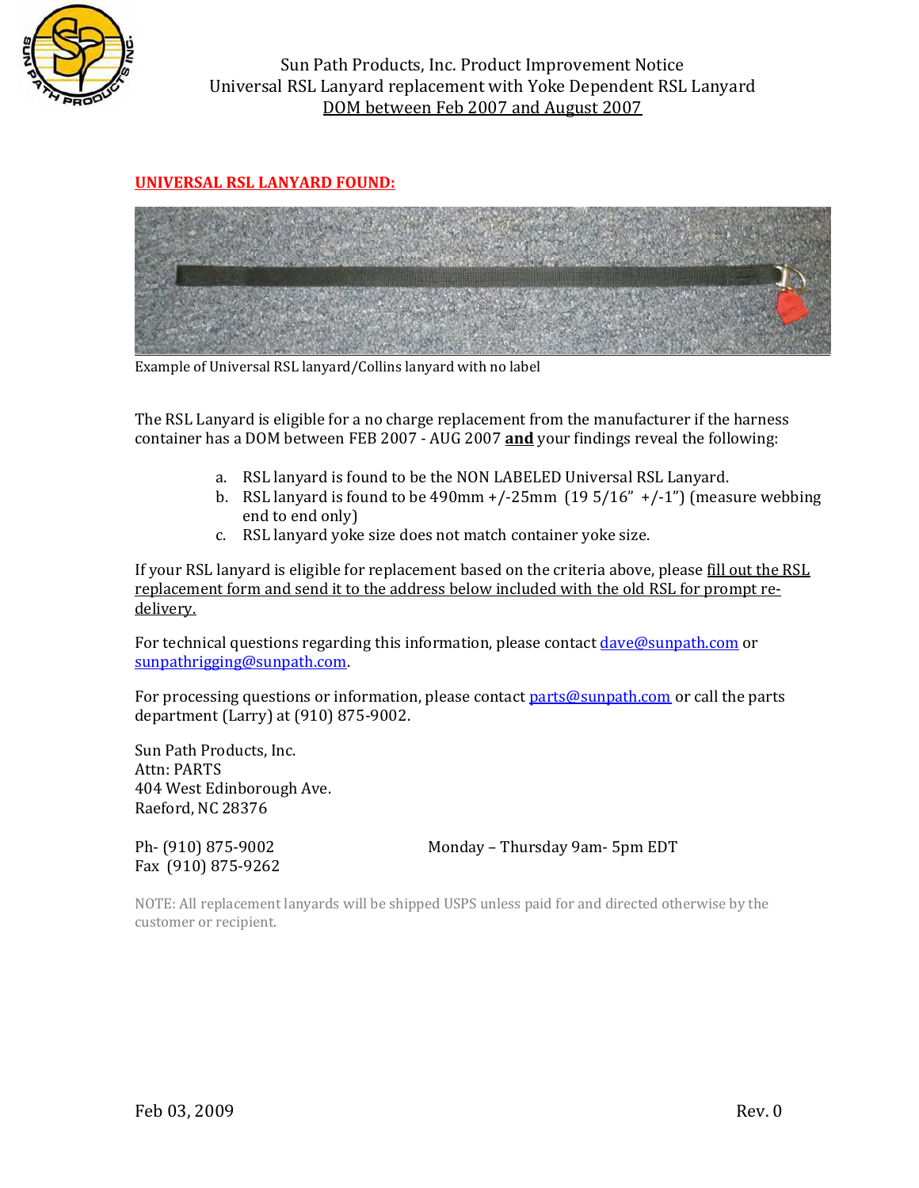Sun Path Products, Inc. Product Improvement Notice
Universal RSL Lanyard replacement with Yoke Dependent RSL Lanyard
DOM between Feb 2007 and August 2007

**UNIVERSAL RSL LANYARD FOUND:**

Example of Universal RSL lanyard/Collins lanyard with no label

The RSL Lanyard is eligible for a no charge replacement from the manufacturer if the harness container has a DOM between FEB 2007 - AUG 2007 **and** your findings reveal the following:

a. RSL lanyard is found to be the NON LABELED Universal RSL Lanyard.
b. RSL lanyard is found to be 490mm +/-25mm (19 5/16" +/-1") (measure webbing end to end only)
c. RSL lanyard yoke size does not match container yoke size.

If your RSL lanyard is eligible for replacement based on the criteria above, please fill out the RSL replacement form and send it to the address below included with the old RSL for prompt re-delivery.

For technical questions regarding this information, please contact dave@sunpath.com or sunpathrigging@sunpath.com.

For processing questions or information, please contact parts@sunpath.com or call the parts department (Larry) at (910) 875-9002.

Sun Path Products, Inc.
Attn: PARTS
404 West Edinborough Ave.
Raeford, NC 28376

Ph- (910) 875-9002 Monday – Thursday 9am- 5pm EDT
Fax (910) 875-9262

NOTE: All replacement lanyards will be shipped USPS unless paid for and directed otherwise by the customer or recipient.

Feb 03, 2009 Rev. 0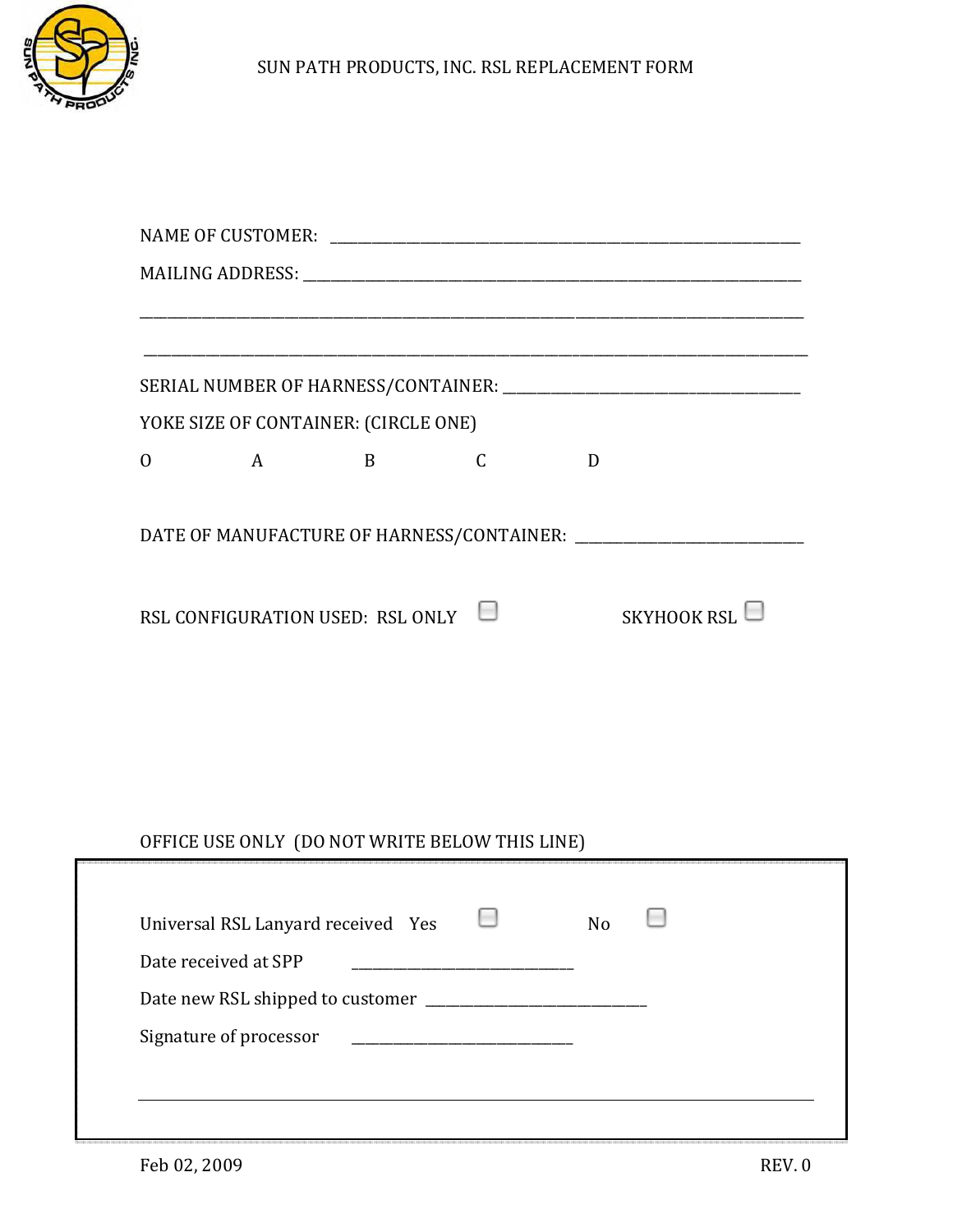# SUN PATH PRODUCTS, INC. RSL REPLACEMENT FORM

NAME OF CUSTOMER: ______________________________________________________________

MAILING ADDRESS: _______________________________________________________________

_______________________________________________________________________________

_______________________________________________________________________________

SERIAL NUMBER OF HARNESS/CONTAINER: ____________________________________

YOKE SIZE OF CONTAINER: (CIRCLE ONE)

O A B C D

DATE OF MANUFACTURE OF HARNESS/CONTAINER: ___________________________

RSL CONFIGURATION USED: RSL ONLY ☐ SKYHOOK RSL ☐

OFFICE USE ONLY (DO NOT WRITE BELOW THIS LINE)

Universal RSL Lanyard received Yes ☐ No ☐

Date received at SPP ___________________________

Date new RSL shipped to customer ___________________________

Signature of processor ___________________________

Feb 02, 2009 REV. 0